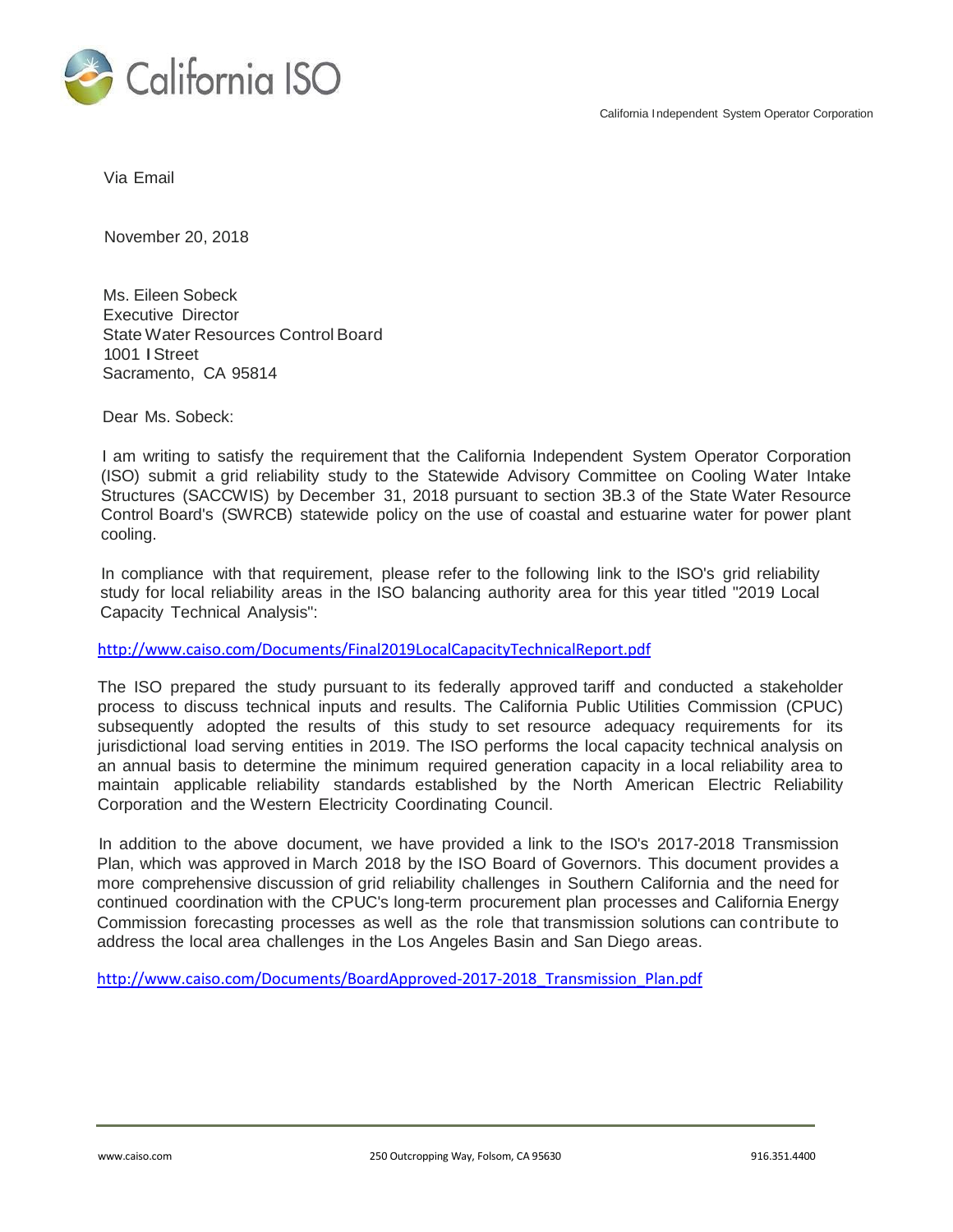California ISO

California Independent System Operator Corporation

Via Email

November 20, 2018

Ms. Eileen Sobeck
Executive Director
State Water Resources Control Board
1001 I Street
Sacramento, CA 95814

Dear Ms. Sobeck:

I am writing to satisfy the requirement that the California Independent System Operator Corporation (ISO) submit a grid reliability study to the Statewide Advisory Committee on Cooling Water Intake Structures (SACCWIS) by December 31, 2018 pursuant to section 3B.3 of the State Water Resource Control Board's (SWRCB) statewide policy on the use of coastal and estuarine water for power plant cooling.

In compliance with that requirement, please refer to the following link to the ISO's grid reliability study for local reliability areas in the ISO balancing authority area for this year titled "2019 Local Capacity Technical Analysis":

http://www.caiso.com/Documents/Final2019LocalCapacityTechnicalReport.pdf

The ISO prepared the study pursuant to its federally approved tariff and conducted a stakeholder process to discuss technical inputs and results. The California Public Utilities Commission (CPUC) subsequently adopted the results of this study to set resource adequacy requirements for its jurisdictional load serving entities in 2019. The ISO performs the local capacity technical analysis on an annual basis to determine the minimum required generation capacity in a local reliability area to maintain applicable reliability standards established by the North American Electric Reliability Corporation and the Western Electricity Coordinating Council.

In addition to the above document, we have provided a link to the ISO's 2017-2018 Transmission Plan, which was approved in March 2018 by the ISO Board of Governors. This document provides a more comprehensive discussion of grid reliability challenges in Southern California and the need for continued coordination with the CPUC's long-term procurement plan processes and California Energy Commission forecasting processes as well as the role that transmission solutions can contribute to address the local area challenges in the Los Angeles Basin and San Diego areas.

http://www.caiso.com/Documents/BoardApproved-2017-2018_Transmission_Plan.pdf

www.caiso.com 250 Outcropping Way, Folsom, CA 95630 916.351.4400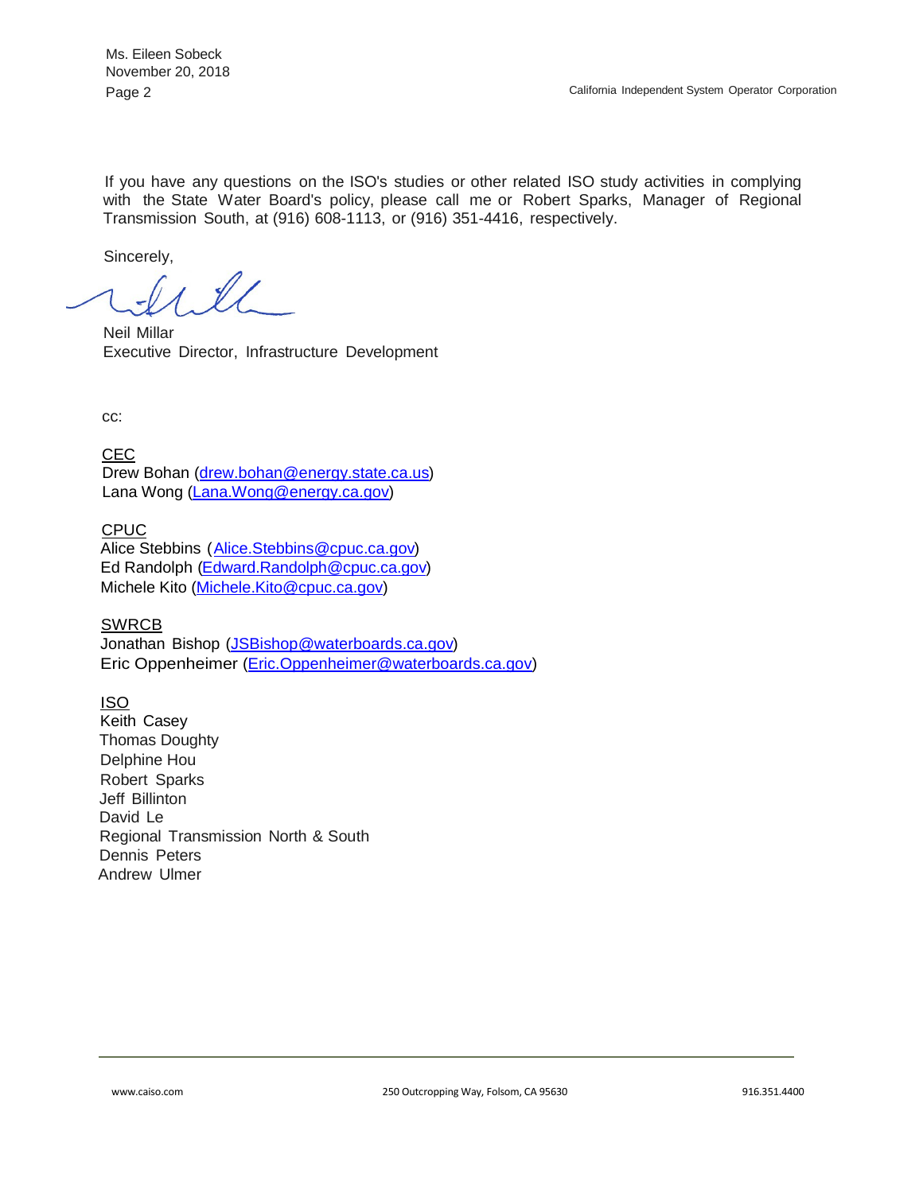If you have any questions on the ISO's studies or other related ISO study activities in complying with the State Water Board's policy, please call me or Robert Sparks, Manager of Regional Transmission South, at (916) 608-1113, or (916) 351-4416, respectively.

Sincerely,

Neil Millar
Executive Director, Infrastructure Development

cc:

CEC
Drew Bohan (drew.bohan@energy.state.ca.us)
Lana Wong (Lana.Wong@energy.ca.gov)

CPUC
Alice Stebbins (Alice.Stebbins@cpuc.ca.gov)
Ed Randolph (Edward.Randolph@cpuc.ca.gov)
Michele Kito (Michele.Kito@cpuc.ca.gov)

SWRCB
Jonathan Bishop (JSBishop@waterboards.ca.gov)
Eric Oppenheimer (Eric.Oppenheimer@waterboards.ca.gov)

ISO
Keith Casey
Thomas Doughty
Delphine Hou
Robert Sparks
Jeff Billinton
David Le
Regional Transmission North & South
Dennis Peters
Andrew Ulmer